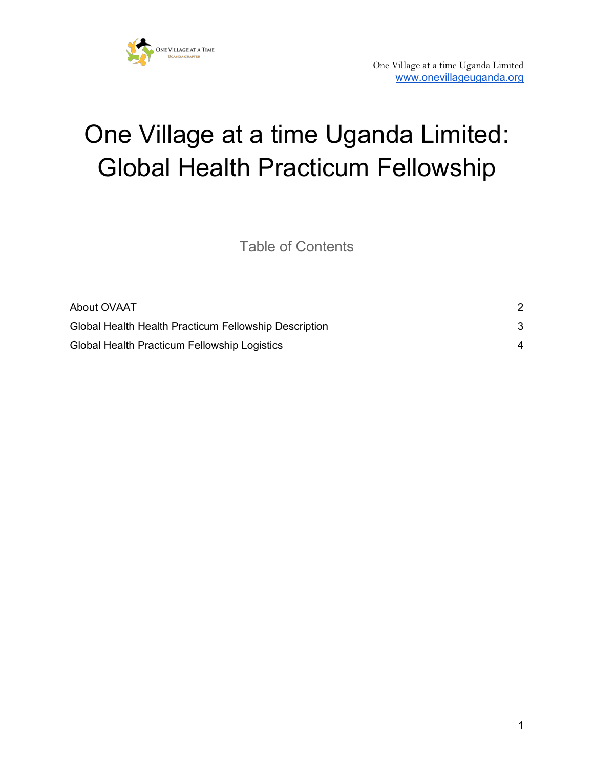One Village at a time Uganda Limited
www.onevillageuganda.org

# One Village at a time Uganda Limited: Global Health Practicum Fellowship

## Table of Contents

| | |
|---|---|
| About OVAAT | 2 |
| Global Health Health Practicum Fellowship Description | 3 |
| Global Health Practicum Fellowship Logistics | 4 |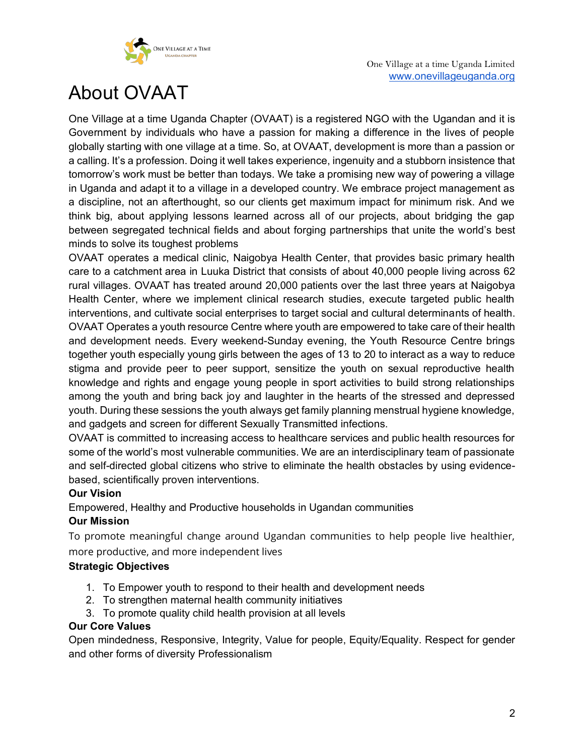One Village at a time Uganda Limited
www.onevillageuganda.org

# About OVAAT

One Village at a time Uganda Chapter (OVAAT) is a registered NGO with the Ugandan and it is Government by individuals who have a passion for making a difference in the lives of people globally starting with one village at a time. So, at OVAAT, development is more than a passion or a calling. It's a profession. Doing it well takes experience, ingenuity and a stubborn insistence that tomorrow's work must be better than todays. We take a promising new way of powering a village in Uganda and adapt it to a village in a developed country. We embrace project management as a discipline, not an afterthought, so our clients get maximum impact for minimum risk. And we think big, about applying lessons learned across all of our projects, about bridging the gap between segregated technical fields and about forging partnerships that unite the world's best minds to solve its toughest problems

OVAAT operates a medical clinic, Naigobya Health Center, that provides basic primary health care to a catchment area in Luuka District that consists of about 40,000 people living across 62 rural villages. OVAAT has treated around 20,000 patients over the last three years at Naigobya Health Center, where we implement clinical research studies, execute targeted public health interventions, and cultivate social enterprises to target social and cultural determinants of health.

OVAAT Operates a youth resource Centre where youth are empowered to take care of their health and development needs. Every weekend-Sunday evening, the Youth Resource Centre brings together youth especially young girls between the ages of 13 to 20 to interact as a way to reduce stigma and provide peer to peer support, sensitize the youth on sexual reproductive health knowledge and rights and engage young people in sport activities to build strong relationships among the youth and bring back joy and laughter in the hearts of the stressed and depressed youth. During these sessions the youth always get family planning menstrual hygiene knowledge, and gadgets and screen for different Sexually Transmitted infections.

OVAAT is committed to increasing access to healthcare services and public health resources for some of the world's most vulnerable communities. We are an interdisciplinary team of passionate and self-directed global citizens who strive to eliminate the health obstacles by using evidence-based, scientifically proven interventions.

**Our Vision**

Empowered, Healthy and Productive households in Ugandan communities

**Our Mission**

To promote meaningful change around Ugandan communities to help people live healthier, more productive, and more independent lives

**Strategic Objectives**

1. To Empower youth to respond to their health and development needs
2. To strengthen maternal health community initiatives
3. To promote quality child health provision at all levels

**Our Core Values**

Open mindedness, Responsive, Integrity, Value for people, Equity/Equality. Respect for gender and other forms of diversity Professionalism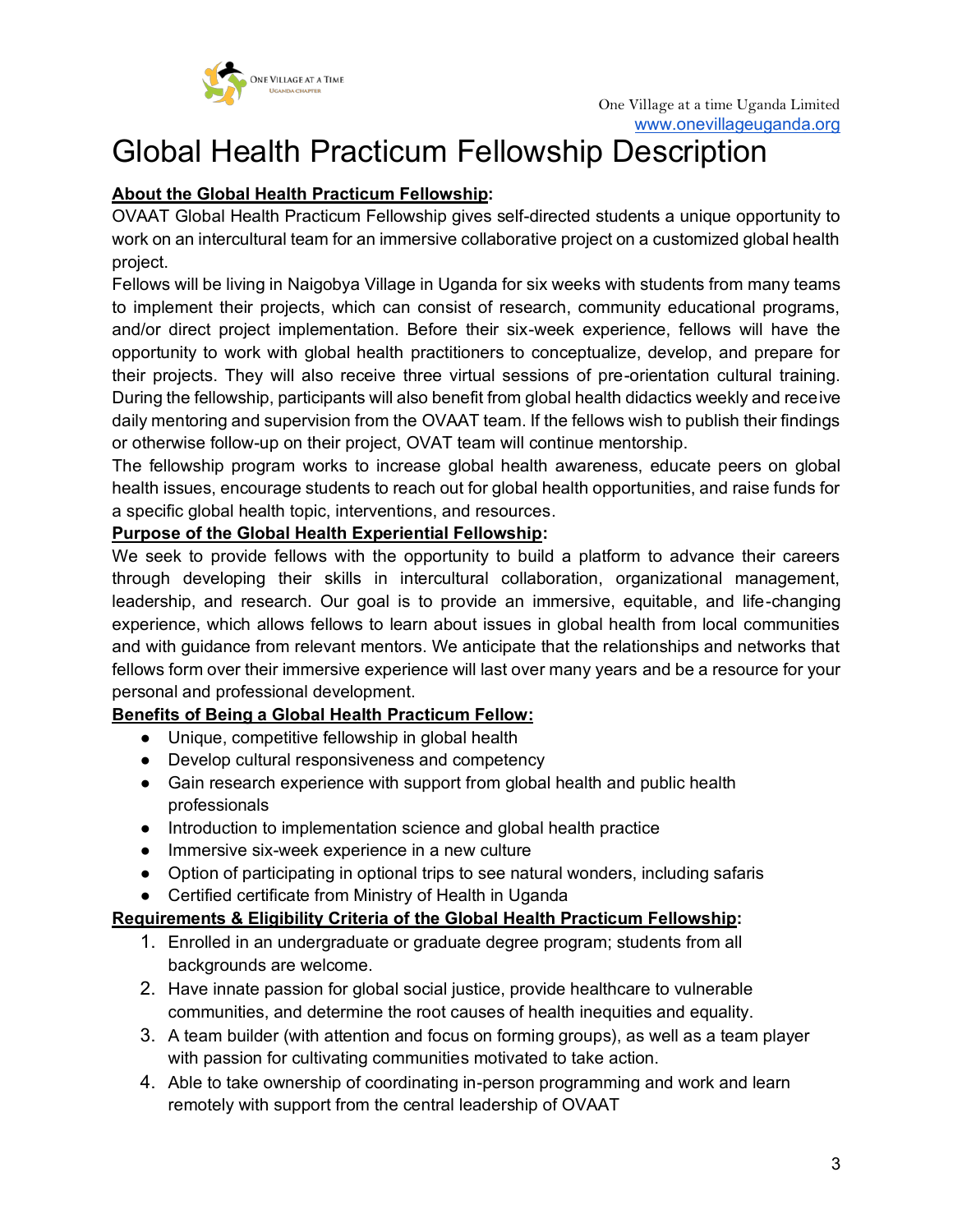# Global Health Practicum Fellowship Description

**About the Global Health Practicum Fellowship:**

OVAAT Global Health Practicum Fellowship gives self-directed students a unique opportunity to work on an intercultural team for an immersive collaborative project on a customized global health project.

Fellows will be living in Naigobya Village in Uganda for six weeks with students from many teams to implement their projects, which can consist of research, community educational programs, and/or direct project implementation. Before their six-week experience, fellows will have the opportunity to work with global health practitioners to conceptualize, develop, and prepare for their projects. They will also receive three virtual sessions of pre-orientation cultural training. During the fellowship, participants will also benefit from global health didactics weekly and receive daily mentoring and supervision from the OVAAT team. If the fellows wish to publish their findings or otherwise follow-up on their project, OVAT team will continue mentorship.

The fellowship program works to increase global health awareness, educate peers on global health issues, encourage students to reach out for global health opportunities, and raise funds for a specific global health topic, interventions, and resources.

**Purpose of the Global Health Experiential Fellowship:**

We seek to provide fellows with the opportunity to build a platform to advance their careers through developing their skills in intercultural collaboration, organizational management, leadership, and research. Our goal is to provide an immersive, equitable, and life-changing experience, which allows fellows to learn about issues in global health from local communities and with guidance from relevant mentors. We anticipate that the relationships and networks that fellows form over their immersive experience will last over many years and be a resource for your personal and professional development.

**Benefits of Being a Global Health Practicum Fellow:**

- Unique, competitive fellowship in global health
- Develop cultural responsiveness and competency
- Gain research experience with support from global health and public health professionals
- Introduction to implementation science and global health practice
- Immersive six-week experience in a new culture
- Option of participating in optional trips to see natural wonders, including safaris
- Certified certificate from Ministry of Health in Uganda

**Requirements & Eligibility Criteria of the Global Health Practicum Fellowship:**

1. Enrolled in an undergraduate or graduate degree program; students from all backgrounds are welcome.
2. Have innate passion for global social justice, provide healthcare to vulnerable communities, and determine the root causes of health inequities and equality.
3. A team builder (with attention and focus on forming groups), as well as a team player with passion for cultivating communities motivated to take action.
4. Able to take ownership of coordinating in-person programming and work and learn remotely with support from the central leadership of OVAAT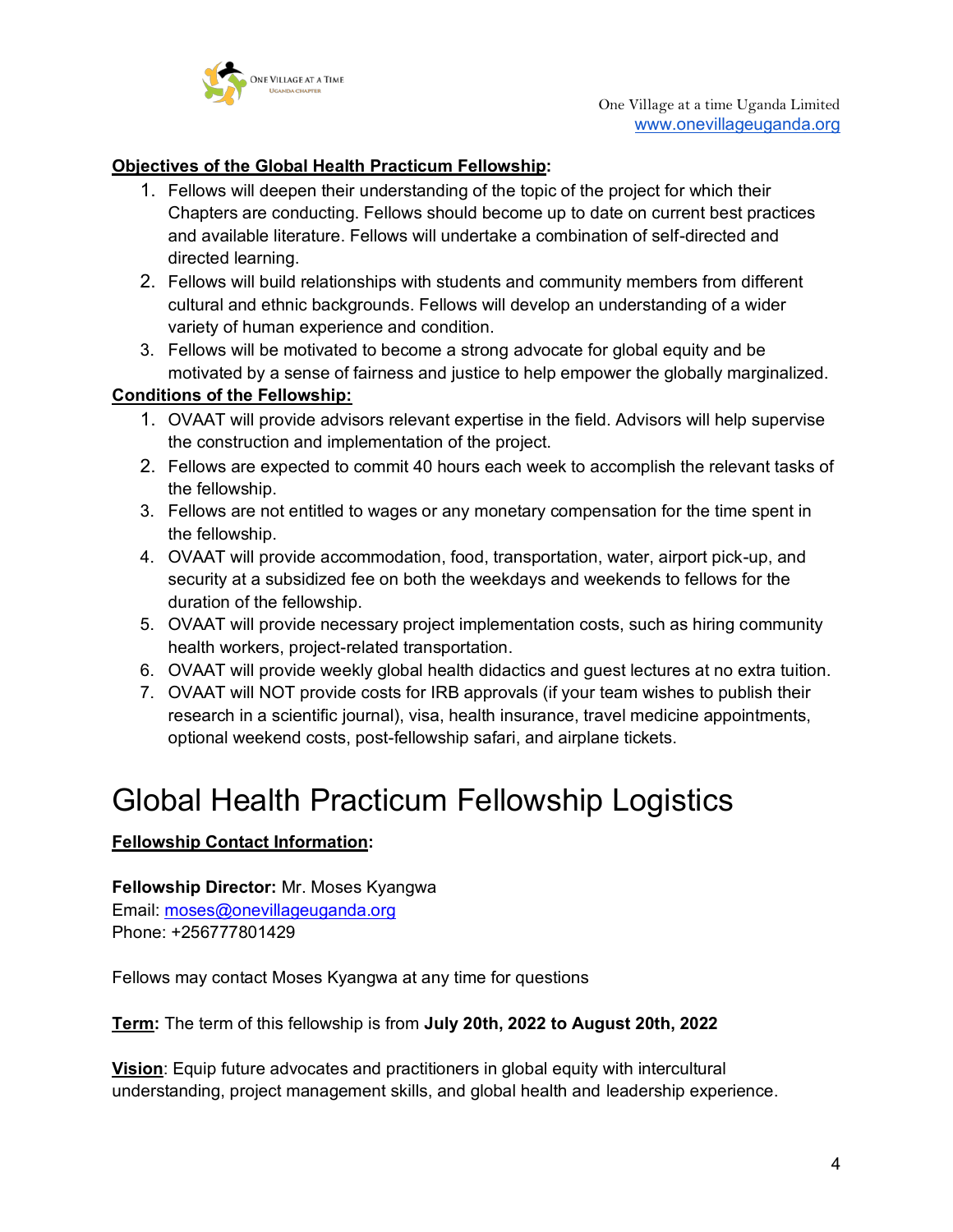**Objectives of the Global Health Practicum Fellowship**:

1. Fellows will deepen their understanding of the topic of the project for which their Chapters are conducting. Fellows should become up to date on current best practices and available literature. Fellows will undertake a combination of self-directed and directed learning.
2. Fellows will build relationships with students and community members from different cultural and ethnic backgrounds. Fellows will develop an understanding of a wider variety of human experience and condition.
3. Fellows will be motivated to become a strong advocate for global equity and be motivated by a sense of fairness and justice to help empower the globally marginalized.

**Conditions of the Fellowship:**

1. OVAAT will provide advisors relevant expertise in the field. Advisors will help supervise the construction and implementation of the project.
2. Fellows are expected to commit 40 hours each week to accomplish the relevant tasks of the fellowship.
3. Fellows are not entitled to wages or any monetary compensation for the time spent in the fellowship.
4. OVAAT will provide accommodation, food, transportation, water, airport pick-up, and security at a subsidized fee on both the weekdays and weekends to fellows for the duration of the fellowship.
5. OVAAT will provide necessary project implementation costs, such as hiring community health workers, project-related transportation.
6. OVAAT will provide weekly global health didactics and guest lectures at no extra tuition.
7. OVAAT will NOT provide costs for IRB approvals (if your team wishes to publish their research in a scientific journal), visa, health insurance, travel medicine appointments, optional weekend costs, post-fellowship safari, and airplane tickets.

# Global Health Practicum Fellowship Logistics

**Fellowship Contact Information**:

**Fellowship Director:** Mr. Moses Kyangwa
Email: moses@onevillageuganda.org
Phone: +256777801429

Fellows may contact Moses Kyangwa at any time for questions

**Term:** The term of this fellowship is from **July 20th, 2022 to August 20th, 2022**

**Vision**: Equip future advocates and practitioners in global equity with intercultural understanding, project management skills, and global health and leadership experience.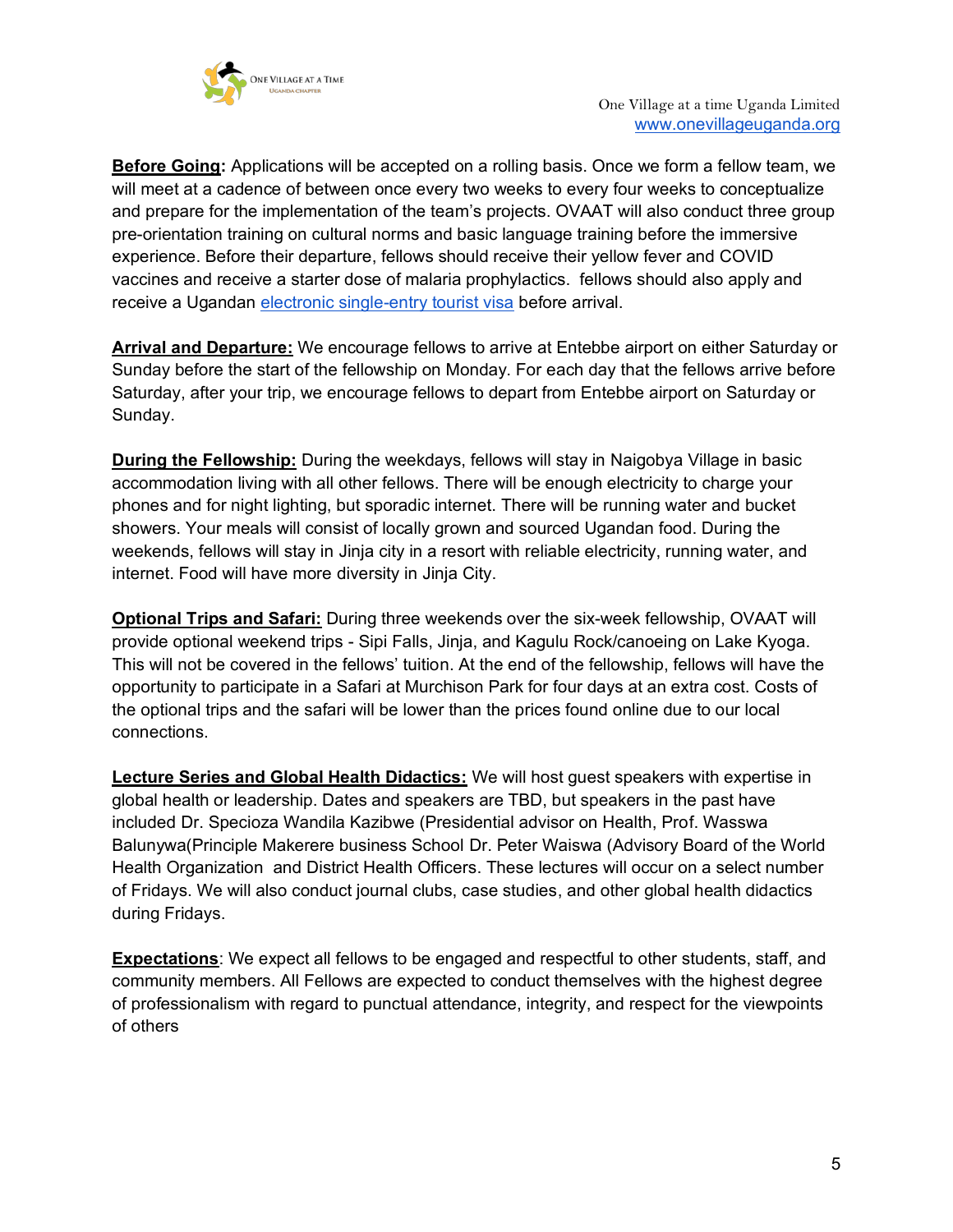**Before Going**: Applications will be accepted on a rolling basis. Once we form a fellow team, we will meet at a cadence of between once every two weeks to every four weeks to conceptualize and prepare for the implementation of the team's projects. OVAAT will also conduct three group pre-orientation training on cultural norms and basic language training before the immersive experience. Before their departure, fellows should receive their yellow fever and COVID vaccines and receive a starter dose of malaria prophylactics. fellows should also apply and receive a Ugandan electronic single-entry tourist visa before arrival.

**Arrival and Departure:** We encourage fellows to arrive at Entebbe airport on either Saturday or Sunday before the start of the fellowship on Monday. For each day that the fellows arrive before Saturday, after your trip, we encourage fellows to depart from Entebbe airport on Saturday or Sunday.

**During the Fellowship:** During the weekdays, fellows will stay in Naigobya Village in basic accommodation living with all other fellows. There will be enough electricity to charge your phones and for night lighting, but sporadic internet. There will be running water and bucket showers. Your meals will consist of locally grown and sourced Ugandan food. During the weekends, fellows will stay in Jinja city in a resort with reliable electricity, running water, and internet. Food will have more diversity in Jinja City.

**Optional Trips and Safari:** During three weekends over the six-week fellowship, OVAAT will provide optional weekend trips - Sipi Falls, Jinja, and Kagulu Rock/canoeing on Lake Kyoga. This will not be covered in the fellows' tuition. At the end of the fellowship, fellows will have the opportunity to participate in a Safari at Murchison Park for four days at an extra cost. Costs of the optional trips and the safari will be lower than the prices found online due to our local connections.

**Lecture Series and Global Health Didactics:** We will host guest speakers with expertise in global health or leadership. Dates and speakers are TBD, but speakers in the past have included Dr. Specioza Wandila Kazibwe (Presidential advisor on Health, Prof. Wasswa Balunywa(Principle Makerere business School Dr. Peter Waiswa (Advisory Board of the World Health Organization and District Health Officers. These lectures will occur on a select number of Fridays. We will also conduct journal clubs, case studies, and other global health didactics during Fridays.

**Expectations**: We expect all fellows to be engaged and respectful to other students, staff, and community members. All Fellows are expected to conduct themselves with the highest degree of professionalism with regard to punctual attendance, integrity, and respect for the viewpoints of others